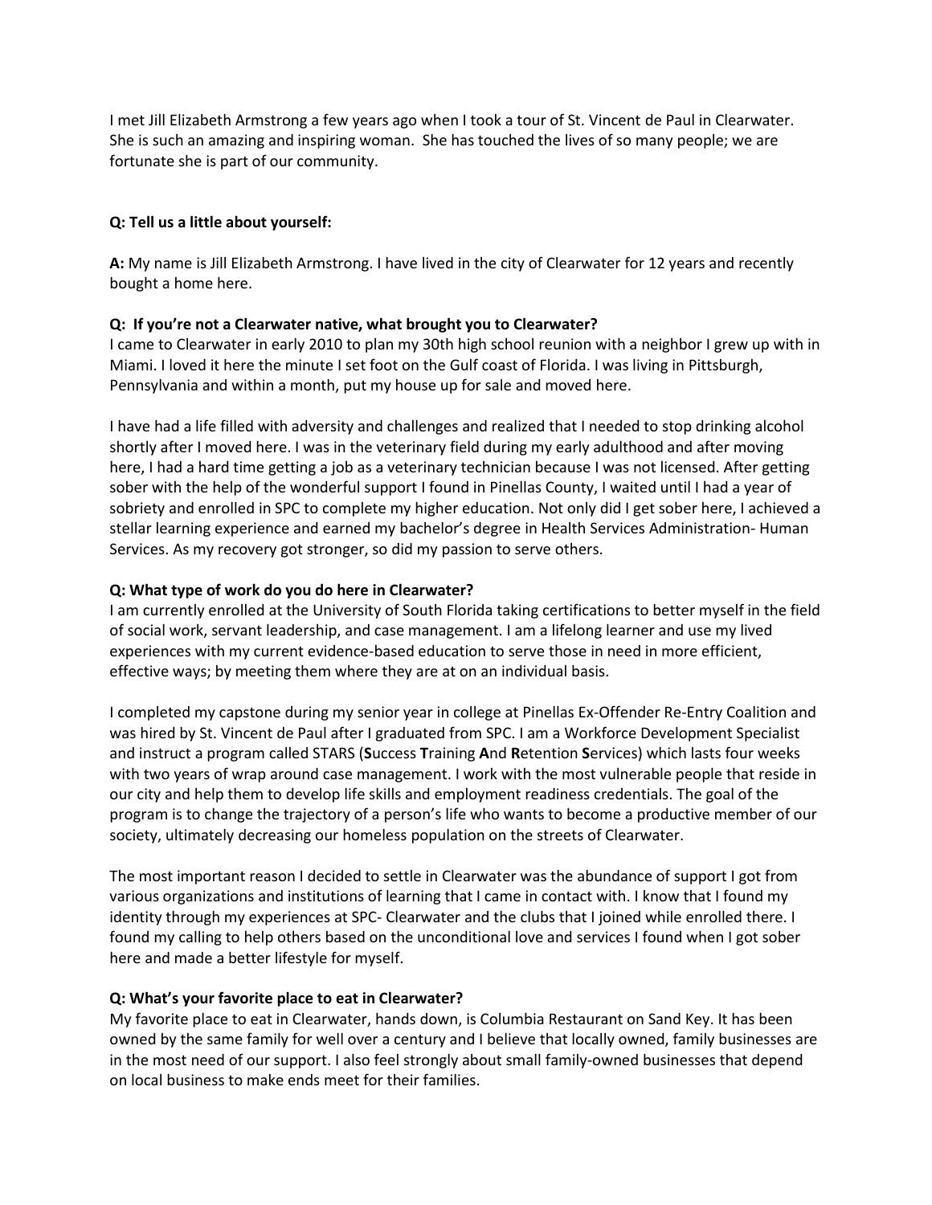I met Jill Elizabeth Armstrong a few years ago when I took a tour of St. Vincent de Paul in Clearwater. She is such an amazing and inspiring woman. She has touched the lives of so many people; we are fortunate she is part of our community.

**Q: Tell us a little about yourself:**

**A:** My name is Jill Elizabeth Armstrong. I have lived in the city of Clearwater for 12 years and recently bought a home here.

**Q: If you're not a Clearwater native, what brought you to Clearwater?**

I came to Clearwater in early 2010 to plan my 30th high school reunion with a neighbor I grew up with in Miami. I loved it here the minute I set foot on the Gulf coast of Florida. I was living in Pittsburgh, Pennsylvania and within a month, put my house up for sale and moved here.

I have had a life filled with adversity and challenges and realized that I needed to stop drinking alcohol shortly after I moved here. I was in the veterinary field during my early adulthood and after moving here, I had a hard time getting a job as a veterinary technician because I was not licensed. After getting sober with the help of the wonderful support I found in Pinellas County, I waited until I had a year of sobriety and enrolled in SPC to complete my higher education. Not only did I get sober here, I achieved a stellar learning experience and earned my bachelor's degree in Health Services Administration- Human Services. As my recovery got stronger, so did my passion to serve others.

**Q: What type of work do you do here in Clearwater?**

I am currently enrolled at the University of South Florida taking certifications to better myself in the field of social work, servant leadership, and case management. I am a lifelong learner and use my lived experiences with my current evidence-based education to serve those in need in more efficient, effective ways; by meeting them where they are at on an individual basis.

I completed my capstone during my senior year in college at Pinellas Ex-Offender Re-Entry Coalition and was hired by St. Vincent de Paul after I graduated from SPC. I am a Workforce Development Specialist and instruct a program called STARS (**S**uccess **T**raining **A**nd **R**etention **S**ervices) which lasts four weeks with two years of wrap around case management. I work with the most vulnerable people that reside in our city and help them to develop life skills and employment readiness credentials. The goal of the program is to change the trajectory of a person's life who wants to become a productive member of our society, ultimately decreasing our homeless population on the streets of Clearwater.

The most important reason I decided to settle in Clearwater was the abundance of support I got from various organizations and institutions of learning that I came in contact with. I know that I found my identity through my experiences at SPC- Clearwater and the clubs that I joined while enrolled there. I found my calling to help others based on the unconditional love and services I found when I got sober here and made a better lifestyle for myself.

**Q: What's your favorite place to eat in Clearwater?**

My favorite place to eat in Clearwater, hands down, is Columbia Restaurant on Sand Key. It has been owned by the same family for well over a century and I believe that locally owned, family businesses are in the most need of our support. I also feel strongly about small family-owned businesses that depend on local business to make ends meet for their families.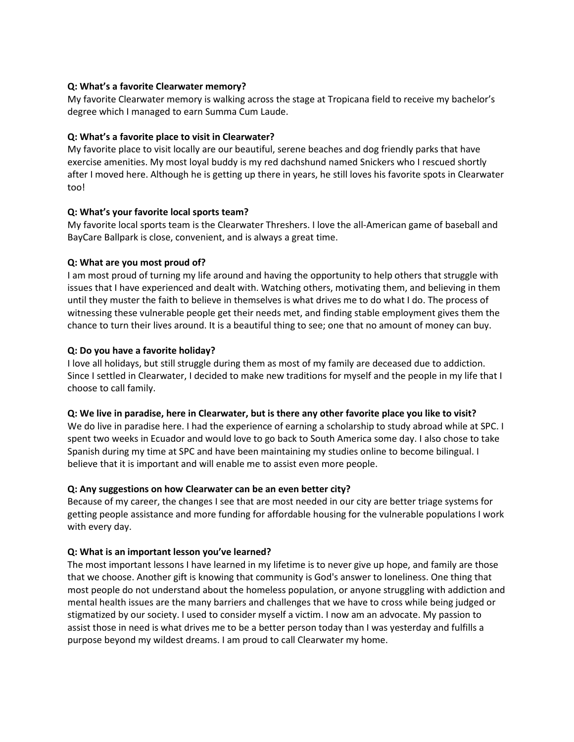**Q: What's a favorite Clearwater memory?**
My favorite Clearwater memory is walking across the stage at Tropicana field to receive my bachelor's degree which I managed to earn Summa Cum Laude.

**Q: What's a favorite place to visit in Clearwater?**
My favorite place to visit locally are our beautiful, serene beaches and dog friendly parks that have exercise amenities. My most loyal buddy is my red dachshund named Snickers who I rescued shortly after I moved here. Although he is getting up there in years, he still loves his favorite spots in Clearwater too!

**Q: What's your favorite local sports team?**
My favorite local sports team is the Clearwater Threshers. I love the all-American game of baseball and BayCare Ballpark is close, convenient, and is always a great time.

**Q: What are you most proud of?**
I am most proud of turning my life around and having the opportunity to help others that struggle with issues that I have experienced and dealt with. Watching others, motivating them, and believing in them until they muster the faith to believe in themselves is what drives me to do what I do. The process of witnessing these vulnerable people get their needs met, and finding stable employment gives them the chance to turn their lives around. It is a beautiful thing to see; one that no amount of money can buy.

**Q: Do you have a favorite holiday?**
I love all holidays, but still struggle during them as most of my family are deceased due to addiction. Since I settled in Clearwater, I decided to make new traditions for myself and the people in my life that I choose to call family.

**Q: We live in paradise, here in Clearwater, but is there any other favorite place you like to visit?**
We do live in paradise here. I had the experience of earning a scholarship to study abroad while at SPC. I spent two weeks in Ecuador and would love to go back to South America some day. I also chose to take Spanish during my time at SPC and have been maintaining my studies online to become bilingual. I believe that it is important and will enable me to assist even more people.

**Q: Any suggestions on how Clearwater can be an even better city?**
Because of my career, the changes I see that are most needed in our city are better triage systems for getting people assistance and more funding for affordable housing for the vulnerable populations I work with every day.

**Q: What is an important lesson you've learned?**
The most important lessons I have learned in my lifetime is to never give up hope, and family are those that we choose. Another gift is knowing that community is God's answer to loneliness. One thing that most people do not understand about the homeless population, or anyone struggling with addiction and mental health issues are the many barriers and challenges that we have to cross while being judged or stigmatized by our society. I used to consider myself a victim. I now am an advocate. My passion to assist those in need is what drives me to be a better person today than I was yesterday and fulfills a purpose beyond my wildest dreams. I am proud to call Clearwater my home.